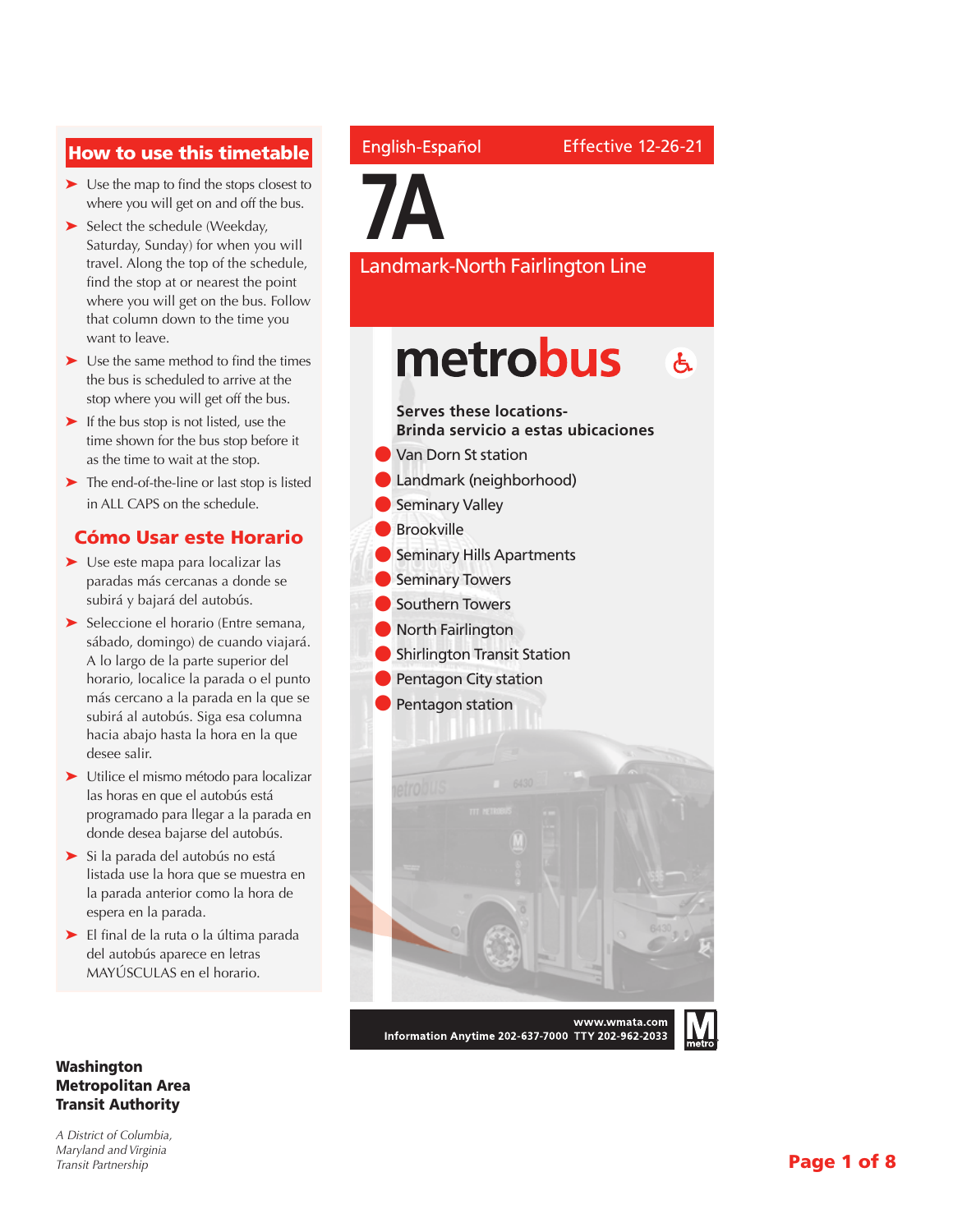English-Español

Effective 12-26-21

# 7A

## Landmark-North Fairlington Line

**metrobus**

**Serves these locations-**
**Brinda servicio a estas ubicaciones**

- Van Dorn St station
- Landmark (neighborhood)
- Seminary Valley
- Brookville
- Seminary Hills Apartments
- Seminary Towers
- Southern Towers
- North Fairlington
- Shirlington Transit Station
- Pentagon City station
- Pentagon station

**www.wmata.com**
**Information Anytime 202-637-7000 TTY 202-962-2033**

## How to use this timetable

- Use the map to find the stops closest to where you will get on and off the bus.
- Select the schedule (Weekday, Saturday, Sunday) for when you will travel. Along the top of the schedule, find the stop at or nearest the point where you will get on the bus. Follow that column down to the time you want to leave.
- Use the same method to find the times the bus is scheduled to arrive at the stop where you will get off the bus.
- If the bus stop is not listed, use the time shown for the bus stop before it as the time to wait at the stop.
- The end-of-the-line or last stop is listed in ALL CAPS on the schedule.

## Cómo Usar este Horario

- Use este mapa para localizar las paradas más cercanas a donde se subirá y bajará del autobús.
- Seleccione el horario (Entre semana, sábado, domingo) de cuando viajará. A lo largo de la parte superior del horario, localice la parada o el punto más cercano a la parada en la que se subirá al autobús. Siga esa columna hacia abajo hasta la hora en la que desee salir.
- Utilice el mismo método para localizar las horas en que el autobús está programado para llegar a la parada en donde desea bajarse del autobús.
- Si la parada del autobús no está listada use la hora que se muestra en la parada anterior como la hora de espera en la parada.
- El final de la ruta o la última parada del autobús aparece en letras MAYÚSCULAS en el horario.

**Washington Metropolitan Area Transit Authority**

*A District of Columbia, Maryland and Virginia Transit Partnership*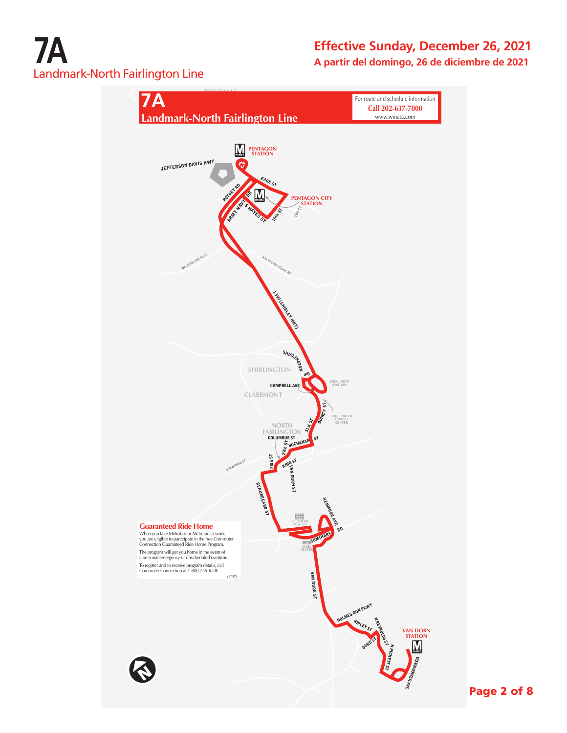# 7A

Landmark-North Fairlington Line

## Effective Sunday, December 26, 2021

**A partir del domingo, 26 de diciembre de 2021**

## 7A
## Landmark-North Fairlington Line

For route and schedule information
**Call 202-637-7000**
www.wmata.com

PENTAGON STATION

JEFFERSON DAVIS HWY

EADS ST

ROTARY RD

ARMY NAVY DR

S HAYES ST

15th ST

PENTAGON CITY STATION

18th ST

WASHINGTON BLVD

ARLINGTON RIDGE RD

I-395 (SHIRLEY HWY)

SHIRLINGTON RD

SHIRLINGTON

SHIRLINGTON ROTARY

CAMPBELL AVE

CLAREMONT

QUINCY ST

SHIRLINGTON TRANSIT CENTER

31st ST

NORTH FAIRLINGTON

COLUMBUS ST

29th ST

BUCHANAN ST

DINWIDDIE ST

28th ST

KING ST

VAN DORN ST

BEAUREGARD ST

KENMORE AVE

SOUTHERN TOWERS

SEMINARY RD

MARK CENTER

VAN DORN ST

HOLMES RUN PKWY

RIPLEY ST

N REYNOLDS ST

DUKE ST

N PICKETT ST

VAN DORN STATION

EISENHOWER AVE

### Guaranteed Ride Home

When you take Metrobus or Metrorail to work, you are eligible to participate in the free Commuter Connection Guaranteed Ride Home Program.

The program will get you home in the event of a personal emergency or unscheduled overtime.

To register and to receive program details, call Commuter Connection at 1-800-745-RIDE.

(2/97)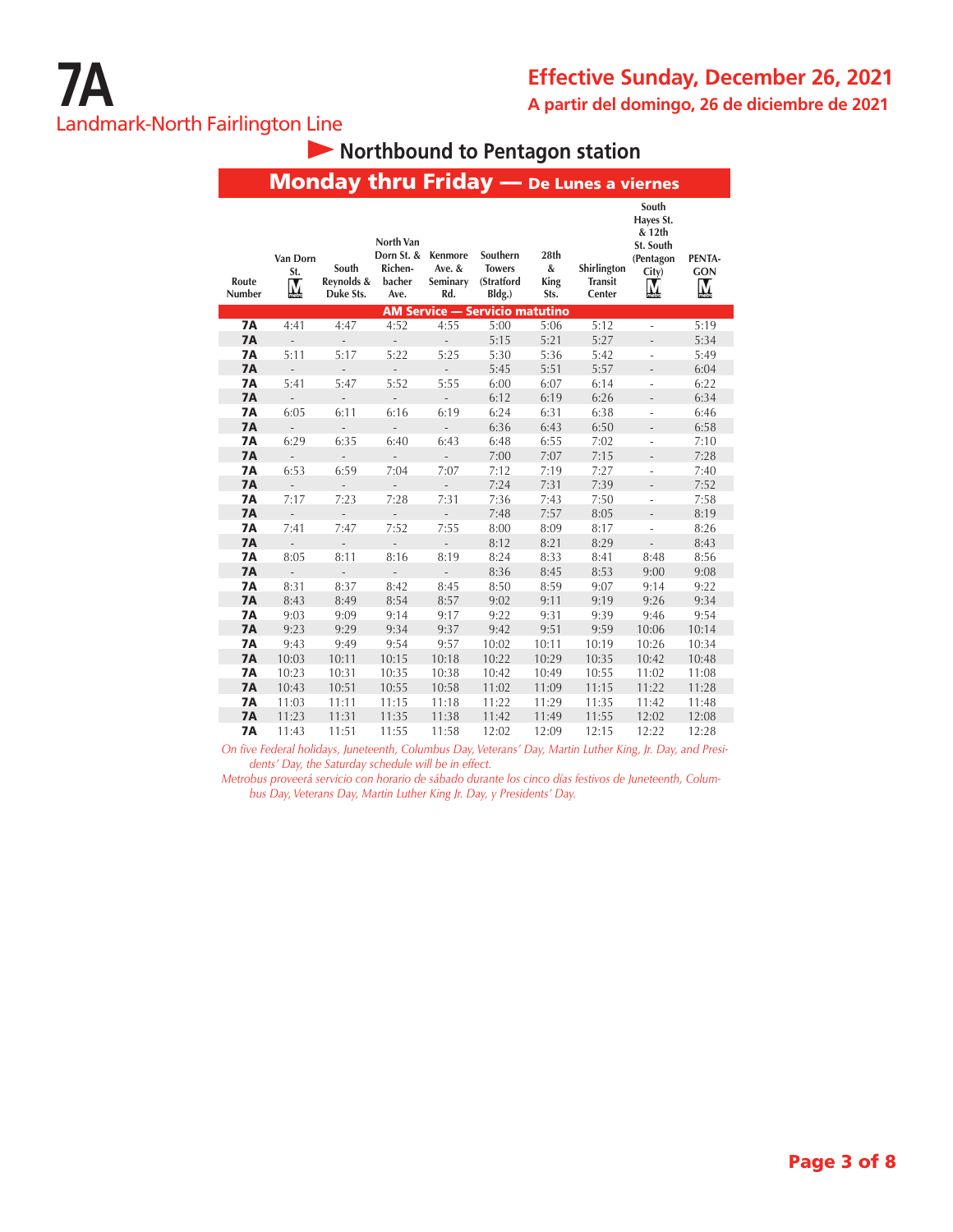# 7A

## Landmark-North Fairlington Line

**Effective Sunday, December 26, 2021**

**A partir del domingo, 26 de diciembre de 2021**

### Northbound to Pentagon station

### Monday thru Friday — De Lunes a viernes

| Route Number | Van Dorn St. | South Reynolds & Duke Sts. | North Van Dorn St. & Richenbacher Ave. | Kenmore Ave. & Seminary Rd. | Southern Towers (Stratford Bldg.) | 28th & King Sts. | Shirlington Transit Center | South Hayes St. & 12th St. South (Pentagon City) | PENTAGON |
|---|---|---|---|---|---|---|---|---|---|
| **AM Service — Servicio matutino** | | | | | | | | | |
| 7A | 4:41 | 4:47 | 4:52 | 4:55 | 5:00 | 5:06 | 5:12 | - | 5:19 |
| 7A | - | - | - | - | 5:15 | 5:21 | 5:27 | - | 5:34 |
| 7A | 5:11 | 5:17 | 5:22 | 5:25 | 5:30 | 5:36 | 5:42 | - | 5:49 |
| 7A | - | - | - | - | 5:45 | 5:51 | 5:57 | - | 6:04 |
| 7A | 5:41 | 5:47 | 5:52 | 5:55 | 6:00 | 6:07 | 6:14 | - | 6:22 |
| 7A | - | - | - | - | 6:12 | 6:19 | 6:26 | - | 6:34 |
| 7A | 6:05 | 6:11 | 6:16 | 6:19 | 6:24 | 6:31 | 6:38 | - | 6:46 |
| 7A | - | - | - | - | 6:36 | 6:43 | 6:50 | - | 6:58 |
| 7A | 6:29 | 6:35 | 6:40 | 6:43 | 6:48 | 6:55 | 7:02 | - | 7:10 |
| 7A | - | - | - | - | 7:00 | 7:07 | 7:15 | - | 7:28 |
| 7A | 6:53 | 6:59 | 7:04 | 7:07 | 7:12 | 7:19 | 7:27 | - | 7:40 |
| 7A | - | - | - | - | 7:24 | 7:31 | 7:39 | - | 7:52 |
| 7A | 7:17 | 7:23 | 7:28 | 7:31 | 7:36 | 7:43 | 7:50 | - | 7:58 |
| 7A | - | - | - | - | 7:48 | 7:57 | 8:05 | - | 8:19 |
| 7A | 7:41 | 7:47 | 7:52 | 7:55 | 8:00 | 8:09 | 8:17 | - | 8:26 |
| 7A | - | - | - | - | 8:12 | 8:21 | 8:29 | - | 8:43 |
| 7A | 8:05 | 8:11 | 8:16 | 8:19 | 8:24 | 8:33 | 8:41 | 8:48 | 8:56 |
| 7A | - | - | - | - | 8:36 | 8:45 | 8:53 | 9:00 | 9:08 |
| 7A | 8:31 | 8:37 | 8:42 | 8:45 | 8:50 | 8:59 | 9:07 | 9:14 | 9:22 |
| 7A | 8:43 | 8:49 | 8:54 | 8:57 | 9:02 | 9:11 | 9:19 | 9:26 | 9:34 |
| 7A | 9:03 | 9:09 | 9:14 | 9:17 | 9:22 | 9:31 | 9:39 | 9:46 | 9:54 |
| 7A | 9:23 | 9:29 | 9:34 | 9:37 | 9:42 | 9:51 | 9:59 | 10:06 | 10:14 |
| 7A | 9:43 | 9:49 | 9:54 | 9:57 | 10:02 | 10:11 | 10:19 | 10:26 | 10:34 |
| 7A | 10:03 | 10:11 | 10:15 | 10:18 | 10:22 | 10:29 | 10:35 | 10:42 | 10:48 |
| 7A | 10:23 | 10:31 | 10:35 | 10:38 | 10:42 | 10:49 | 10:55 | 11:02 | 11:08 |
| 7A | 10:43 | 10:51 | 10:55 | 10:58 | 11:02 | 11:09 | 11:15 | 11:22 | 11:28 |
| 7A | 11:03 | 11:11 | 11:15 | 11:18 | 11:22 | 11:29 | 11:35 | 11:42 | 11:48 |
| 7A | 11:23 | 11:31 | 11:35 | 11:38 | 11:42 | 11:49 | 11:55 | 12:02 | 12:08 |
| 7A | 11:43 | 11:51 | 11:55 | 11:58 | 12:02 | 12:09 | 12:15 | 12:22 | 12:28 |

*On five Federal holidays, Juneteenth, Columbus Day, Veterans' Day, Martin Luther King, Jr. Day, and Presidents' Day, the Saturday schedule will be in effect.*

*Metrobus proveerá servicio con horario de sábado durante los cinco días festivos de Juneteenth, Columbus Day, Veterans Day, Martin Luther King Jr. Day, y Presidents' Day.*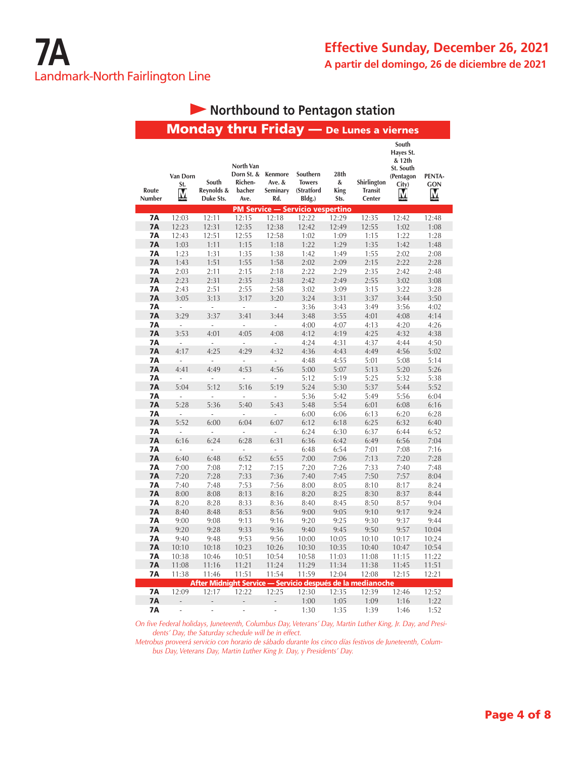# 7A

Landmark-North Fairlington Line

**Effective Sunday, December 26, 2021**

**A partir del domingo, 26 de diciembre de 2021**

## Northbound to Pentagon station

### Monday thru Friday — De Lunes a viernes

| Route Number | Van Dorn St. | South Reynolds & Duke Sts. | North Van Dorn St. & Richenbacher Ave. | Kenmore Ave. & Seminary Rd. | Southern Towers (Stratford Bldg.) | 28th & King Sts. | Shirlington Transit Center | South Hayes St. & 12th St. South (Pentagon City) | PENTAGON |
|---|---|---|---|---|---|---|---|---|---|
| **PM Service — Servicio vespertino** | | | | | | | | | |
| 7A | 12:03 | 12:11 | 12:15 | 12:18 | 12:22 | 12:29 | 12:35 | 12:42 | 12:48 |
| 7A | 12:23 | 12:31 | 12:35 | 12:38 | 12:42 | 12:49 | 12:55 | 1:02 | 1:08 |
| 7A | 12:43 | 12:51 | 12:55 | 12:58 | 1:02 | 1:09 | 1:15 | 1:22 | 1:28 |
| 7A | 1:03 | 1:11 | 1:15 | 1:18 | 1:22 | 1:29 | 1:35 | 1:42 | 1:48 |
| 7A | 1:23 | 1:31 | 1:35 | 1:38 | 1:42 | 1:49 | 1:55 | 2:02 | 2:08 |
| 7A | 1:43 | 1:51 | 1:55 | 1:58 | 2:02 | 2:09 | 2:15 | 2:22 | 2:28 |
| 7A | 2:03 | 2:11 | 2:15 | 2:18 | 2:22 | 2:29 | 2:35 | 2:42 | 2:48 |
| 7A | 2:23 | 2:31 | 2:35 | 2:38 | 2:42 | 2:49 | 2:55 | 3:02 | 3:08 |
| 7A | 2:43 | 2:51 | 2:55 | 2:58 | 3:02 | 3:09 | 3:15 | 3:22 | 3:28 |
| 7A | 3:05 | 3:13 | 3:17 | 3:20 | 3:24 | 3:31 | 3:37 | 3:44 | 3:50 |
| 7A | - | - | - | - | 3:36 | 3:43 | 3:49 | 3:56 | 4:02 |
| 7A | 3:29 | 3:37 | 3:41 | 3:44 | 3:48 | 3:55 | 4:01 | 4:08 | 4:14 |
| 7A | - | - | - | - | 4:00 | 4:07 | 4:13 | 4:20 | 4:26 |
| 7A | 3:53 | 4:01 | 4:05 | 4:08 | 4:12 | 4:19 | 4:25 | 4:32 | 4:38 |
| 7A | - | - | - | - | 4:24 | 4:31 | 4:37 | 4:44 | 4:50 |
| 7A | 4:17 | 4:25 | 4:29 | 4:32 | 4:36 | 4:43 | 4:49 | 4:56 | 5:02 |
| 7A | - | - | - | - | 4:48 | 4:55 | 5:01 | 5:08 | 5:14 |
| 7A | 4:41 | 4:49 | 4:53 | 4:56 | 5:00 | 5:07 | 5:13 | 5:20 | 5:26 |
| 7A | - | - | - | - | 5:12 | 5:19 | 5:25 | 5:32 | 5:38 |
| 7A | 5:04 | 5:12 | 5:16 | 5:19 | 5:24 | 5:30 | 5:37 | 5:44 | 5:52 |
| 7A | - | - | - | - | 5:36 | 5:42 | 5:49 | 5:56 | 6:04 |
| 7A | 5:28 | 5:36 | 5:40 | 5:43 | 5:48 | 5:54 | 6:01 | 6:08 | 6:16 |
| 7A | - | - | - | - | 6:00 | 6:06 | 6:13 | 6:20 | 6:28 |
| 7A | 5:52 | 6:00 | 6:04 | 6:07 | 6:12 | 6:18 | 6:25 | 6:32 | 6:40 |
| 7A | - | - | - | - | 6:24 | 6:30 | 6:37 | 6:44 | 6:52 |
| 7A | 6:16 | 6:24 | 6:28 | 6:31 | 6:36 | 6:42 | 6:49 | 6:56 | 7:04 |
| 7A | - | - | - | - | 6:48 | 6:54 | 7:01 | 7:08 | 7:16 |
| 7A | 6:40 | 6:48 | 6:52 | 6:55 | 7:00 | 7:06 | 7:13 | 7:20 | 7:28 |
| 7A | 7:00 | 7:08 | 7:12 | 7:15 | 7:20 | 7:26 | 7:33 | 7:40 | 7:48 |
| 7A | 7:20 | 7:28 | 7:33 | 7:36 | 7:40 | 7:45 | 7:50 | 7:57 | 8:04 |
| 7A | 7:40 | 7:48 | 7:53 | 7:56 | 8:00 | 8:05 | 8:10 | 8:17 | 8:24 |
| 7A | 8:00 | 8:08 | 8:13 | 8:16 | 8:20 | 8:25 | 8:30 | 8:37 | 8:44 |
| 7A | 8:20 | 8:28 | 8:33 | 8:36 | 8:40 | 8:45 | 8:50 | 8:57 | 9:04 |
| 7A | 8:40 | 8:48 | 8:53 | 8:56 | 9:00 | 9:05 | 9:10 | 9:17 | 9:24 |
| 7A | 9:00 | 9:08 | 9:13 | 9:16 | 9:20 | 9:25 | 9:30 | 9:37 | 9:44 |
| 7A | 9:20 | 9:28 | 9:33 | 9:36 | 9:40 | 9:45 | 9:50 | 9:57 | 10:04 |
| 7A | 9:40 | 9:48 | 9:53 | 9:56 | 10:00 | 10:05 | 10:10 | 10:17 | 10:24 |
| 7A | 10:10 | 10:18 | 10:23 | 10:26 | 10:30 | 10:35 | 10:40 | 10:47 | 10:54 |
| 7A | 10:38 | 10:46 | 10:51 | 10:54 | 10:58 | 11:03 | 11:08 | 11:15 | 11:22 |
| 7A | 11:08 | 11:16 | 11:21 | 11:24 | 11:29 | 11:34 | 11:38 | 11:45 | 11:51 |
| 7A | 11:38 | 11:46 | 11:51 | 11:54 | 11:59 | 12:04 | 12:08 | 12:15 | 12:21 |
| **After Midnight Service — Servicio después de la medianoche** | | | | | | | | | |
| 7A | 12:09 | 12:17 | 12:22 | 12:25 | 12:30 | 12:35 | 12:39 | 12:46 | 12:52 |
| 7A | - | - | - | - | 1:00 | 1:05 | 1:09 | 1:16 | 1:22 |
| 7A | - | - | - | - | 1:30 | 1:35 | 1:39 | 1:46 | 1:52 |

*On five Federal holidays, Juneteenth, Columbus Day, Veterans' Day, Martin Luther King, Jr. Day, and Presidents' Day, the Saturday schedule will be in effect.*

*Metrobus proveerá servicio con horario de sábado durante los cinco días festivos de Juneteenth, Columbus Day, Veterans Day, Martin Luther King Jr. Day, y Presidents' Day.*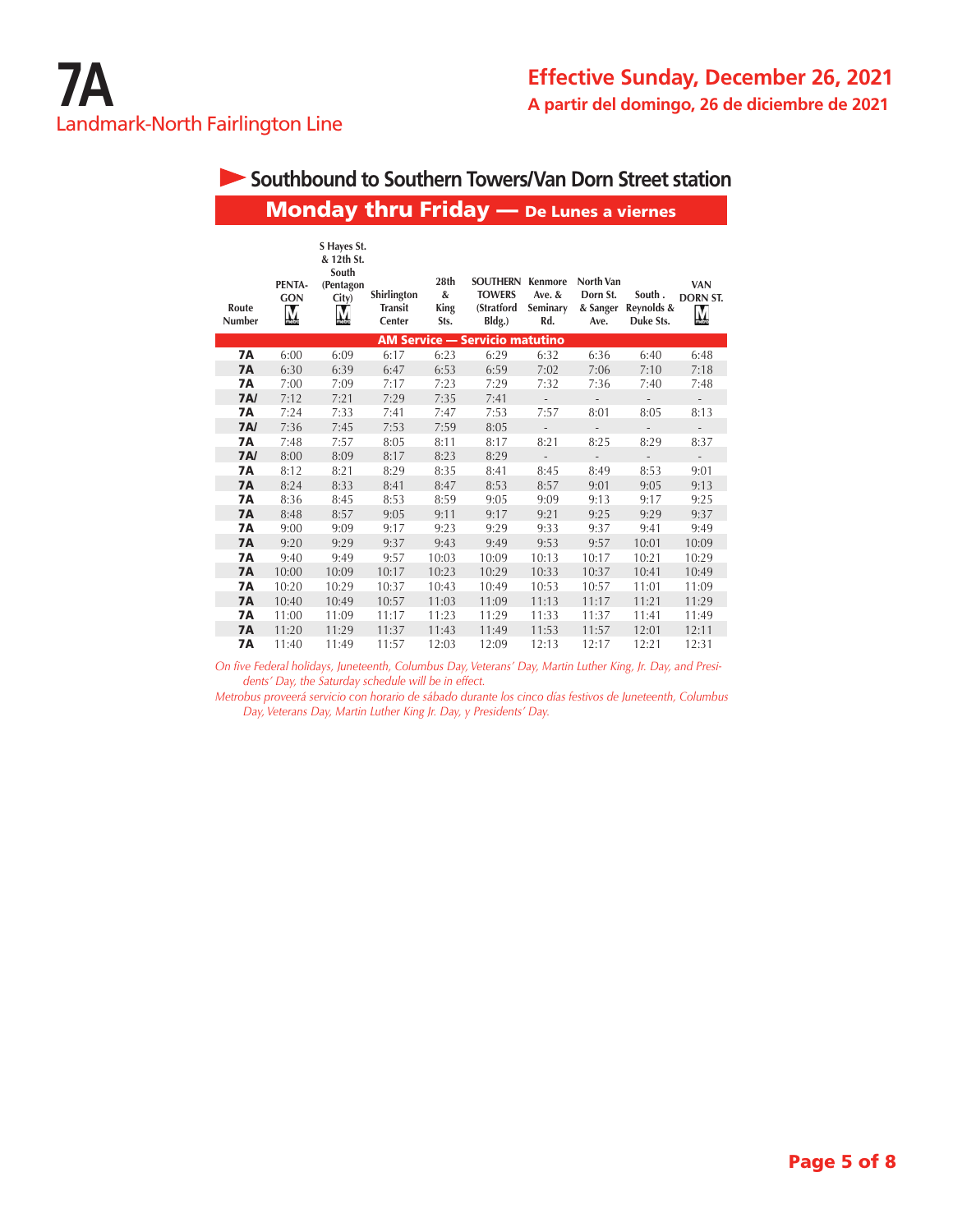# 7A

Landmark-North Fairlington Line

**Effective Sunday, December 26, 2021**

**A partir del domingo, 26 de diciembre de 2021**

## Southbound to Southern Towers/Van Dorn Street station

### Monday thru Friday — De Lunes a viernes

| Route Number | PENTAGON (Metro) | S Hayes St. & 12th St. South (Pentagon City) (Metro) | Shirlington Transit Center | 28th & King Sts. | SOUTHERN TOWERS (Stratford Bldg.) | Kenmore Ave. & Seminary Rd. | North Van Dorn St. & Sanger Ave. | South . Reynolds & Duke Sts. | VAN DORN ST. (Metro) |
|---|---|---|---|---|---|---|---|---|---|
| **AM Service — Servicio matutino** | | | | | | | | | |
| 7A | 6:00 | 6:09 | 6:17 | 6:23 | 6:29 | 6:32 | 6:36 | 6:40 | 6:48 |
| 7A | 6:30 | 6:39 | 6:47 | 6:53 | 6:59 | 7:02 | 7:06 | 7:10 | 7:18 |
| 7A | 7:00 | 7:09 | 7:17 | 7:23 | 7:29 | 7:32 | 7:36 | 7:40 | 7:48 |
| 7A/ | 7:12 | 7:21 | 7:29 | 7:35 | 7:41 | - | - | - | - |
| 7A | 7:24 | 7:33 | 7:41 | 7:47 | 7:53 | 7:57 | 8:01 | 8:05 | 8:13 |
| 7A/ | 7:36 | 7:45 | 7:53 | 7:59 | 8:05 | - | - | - | - |
| 7A | 7:48 | 7:57 | 8:05 | 8:11 | 8:17 | 8:21 | 8:25 | 8:29 | 8:37 |
| 7A/ | 8:00 | 8:09 | 8:17 | 8:23 | 8:29 | - | - | - | - |
| 7A | 8:12 | 8:21 | 8:29 | 8:35 | 8:41 | 8:45 | 8:49 | 8:53 | 9:01 |
| 7A | 8:24 | 8:33 | 8:41 | 8:47 | 8:53 | 8:57 | 9:01 | 9:05 | 9:13 |
| 7A | 8:36 | 8:45 | 8:53 | 8:59 | 9:05 | 9:09 | 9:13 | 9:17 | 9:25 |
| 7A | 8:48 | 8:57 | 9:05 | 9:11 | 9:17 | 9:21 | 9:25 | 9:29 | 9:37 |
| 7A | 9:00 | 9:09 | 9:17 | 9:23 | 9:29 | 9:33 | 9:37 | 9:41 | 9:49 |
| 7A | 9:20 | 9:29 | 9:37 | 9:43 | 9:49 | 9:53 | 9:57 | 10:01 | 10:09 |
| 7A | 9:40 | 9:49 | 9:57 | 10:03 | 10:09 | 10:13 | 10:17 | 10:21 | 10:29 |
| 7A | 10:00 | 10:09 | 10:17 | 10:23 | 10:29 | 10:33 | 10:37 | 10:41 | 10:49 |
| 7A | 10:20 | 10:29 | 10:37 | 10:43 | 10:49 | 10:53 | 10:57 | 11:01 | 11:09 |
| 7A | 10:40 | 10:49 | 10:57 | 11:03 | 11:09 | 11:13 | 11:17 | 11:21 | 11:29 |
| 7A | 11:00 | 11:09 | 11:17 | 11:23 | 11:29 | 11:33 | 11:37 | 11:41 | 11:49 |
| 7A | 11:20 | 11:29 | 11:37 | 11:43 | 11:49 | 11:53 | 11:57 | 12:01 | 12:11 |
| 7A | 11:40 | 11:49 | 11:57 | 12:03 | 12:09 | 12:13 | 12:17 | 12:21 | 12:31 |

*On five Federal holidays, Juneteenth, Columbus Day, Veterans' Day, Martin Luther King, Jr. Day, and Presidents' Day, the Saturday schedule will be in effect.*

*Metrobus proveerá servicio con horario de sábado durante los cinco días festivos de Juneteenth, Columbus Day, Veterans Day, Martin Luther King Jr. Day, y Presidents' Day.*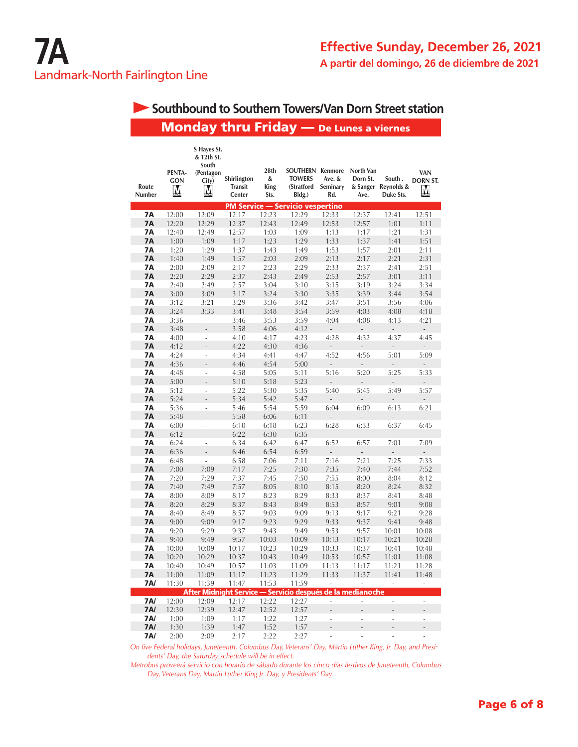# 7A

## Landmark-North Fairlington Line

**Effective Sunday, December 26, 2021**
**A partir del domingo, 26 de diciembre de 2021**

### Southbound to Southern Towers/Van Dorn Street station

### Monday thru Friday — De Lunes a viernes

| Route Number | PENTAGON M | S Hayes St. & 12th St. South (Pentagon City) M | Shirlington Transit Center | 28th & King Sts. | SOUTHERN TOWERS (Stratford Bldg.) | Kenmore Ave. & Seminary Rd. | North Van Dorn St. & Sanger Ave. | South Reynolds & Duke Sts. | VAN DORN ST. M |
|---|---|---|---|---|---|---|---|---|---|
| **PM Service — Servicio vespertino** | | | | | | | | | |
| 7A | 12:00 | 12:09 | 12:17 | 12:23 | 12:29 | 12:33 | 12:37 | 12:41 | 12:51 |
| 7A | 12:20 | 12:29 | 12:37 | 12:43 | 12:49 | 12:53 | 12:57 | 1:01 | 1:11 |
| 7A | 12:40 | 12:49 | 12:57 | 1:03 | 1:09 | 1:13 | 1:17 | 1:21 | 1:31 |
| 7A | 1:00 | 1:09 | 1:17 | 1:23 | 1:29 | 1:33 | 1:37 | 1:41 | 1:51 |
| 7A | 1:20 | 1:29 | 1:37 | 1:43 | 1:49 | 1:53 | 1:57 | 2:01 | 2:11 |
| 7A | 1:40 | 1:49 | 1:57 | 2:03 | 2:09 | 2:13 | 2:17 | 2:21 | 2:31 |
| 7A | 2:00 | 2:09 | 2:17 | 2:23 | 2:29 | 2:33 | 2:37 | 2:41 | 2:51 |
| 7A | 2:20 | 2:29 | 2:37 | 2:43 | 2:49 | 2:53 | 2:57 | 3:01 | 3:11 |
| 7A | 2:40 | 2:49 | 2:57 | 3:04 | 3:10 | 3:15 | 3:19 | 3:24 | 3:34 |
| 7A | 3:00 | 3:09 | 3:17 | 3:24 | 3:30 | 3:35 | 3:39 | 3:44 | 3:54 |
| 7A | 3:12 | 3:21 | 3:29 | 3:36 | 3:42 | 3:47 | 3:51 | 3:56 | 4:06 |
| 7A | 3:24 | 3:33 | 3:41 | 3:48 | 3:54 | 3:59 | 4:03 | 4:08 | 4:18 |
| 7A | 3:36 | - | 3:46 | 3:53 | 3:59 | 4:04 | 4:08 | 4:13 | 4:21 |
| 7A | 3:48 | - | 3:58 | 4:06 | 4:12 | - | - | - | - |
| 7A | 4:00 | - | 4:10 | 4:17 | 4:23 | 4:28 | 4:32 | 4:37 | 4:45 |
| 7A | 4:12 | - | 4:22 | 4:30 | 4:36 | - | - | - | - |
| 7A | 4:24 | - | 4:34 | 4:41 | 4:47 | 4:52 | 4:56 | 5:01 | 5:09 |
| 7A | 4:36 | - | 4:46 | 4:54 | 5:00 | - | - | - | - |
| 7A | 4:48 | - | 4:58 | 5:05 | 5:11 | 5:16 | 5:20 | 5:25 | 5:33 |
| 7A | 5:00 | - | 5:10 | 5:18 | 5:23 | - | - | - | - |
| 7A | 5:12 | - | 5:22 | 5:30 | 5:35 | 5:40 | 5:45 | 5:49 | 5:57 |
| 7A | 5:24 | - | 5:34 | 5:42 | 5:47 | - | - | - | - |
| 7A | 5:36 | - | 5:46 | 5:54 | 5:59 | 6:04 | 6:09 | 6:13 | 6:21 |
| 7A | 5:48 | - | 5:58 | 6:06 | 6:11 | - | - | - | - |
| 7A | 6:00 | - | 6:10 | 6:18 | 6:23 | 6:28 | 6:33 | 6:37 | 6:45 |
| 7A | 6:12 | - | 6:22 | 6:30 | 6:35 | - | - | - | - |
| 7A | 6:24 | - | 6:34 | 6:42 | 6:47 | 6:52 | 6:57 | 7:01 | 7:09 |
| 7A | 6:36 | - | 6:46 | 6:54 | 6:59 | - | - | - | - |
| 7A | 6:48 | - | 6:58 | 7:06 | 7:11 | 7:16 | 7:21 | 7:25 | 7:33 |
| 7A | 7:00 | 7:09 | 7:17 | 7:25 | 7:30 | 7:35 | 7:40 | 7:44 | 7:52 |
| 7A | 7:20 | 7:29 | 7:37 | 7:45 | 7:50 | 7:55 | 8:00 | 8:04 | 8:12 |
| 7A | 7:40 | 7:49 | 7:57 | 8:05 | 8:10 | 8:15 | 8:20 | 8:24 | 8:32 |
| 7A | 8:00 | 8:09 | 8:17 | 8:23 | 8:29 | 8:33 | 8:37 | 8:41 | 8:48 |
| 7A | 8:20 | 8:29 | 8:37 | 8:43 | 8:49 | 8:53 | 8:57 | 9:01 | 9:08 |
| 7A | 8:40 | 8:49 | 8:57 | 9:03 | 9:09 | 9:13 | 9:17 | 9:21 | 9:28 |
| 7A | 9:00 | 9:09 | 9:17 | 9:23 | 9:29 | 9:33 | 9:37 | 9:41 | 9:48 |
| 7A | 9:20 | 9:29 | 9:37 | 9:43 | 9:49 | 9:53 | 9:57 | 10:01 | 10:08 |
| 7A | 9:40 | 9:49 | 9:57 | 10:03 | 10:09 | 10:13 | 10:17 | 10:21 | 10:28 |
| 7A | 10:00 | 10:09 | 10:17 | 10:23 | 10:29 | 10:33 | 10:37 | 10:41 | 10:48 |
| 7A | 10:20 | 10:29 | 10:37 | 10:43 | 10:49 | 10:53 | 10:57 | 11:01 | 11:08 |
| 7A | 10:40 | 10:49 | 10:57 | 11:03 | 11:09 | 11:13 | 11:17 | 11:21 | 11:28 |
| 7A | 11:00 | 11:09 | 11:17 | 11:23 | 11:29 | 11:33 | 11:37 | 11:41 | 11:48 |
| 7A/ | 11:30 | 11:39 | 11:47 | 11:53 | 11:59 | - | - | - | - |
| **After Midnight Service — Servicio después de la medianoche** | | | | | | | | | |
| 7A/ | 12:00 | 12:09 | 12:17 | 12:22 | 12:27 | - | - | - | - |
| 7A/ | 12:30 | 12:39 | 12:47 | 12:52 | 12:57 | - | - | - | - |
| 7A/ | 1:00 | 1:09 | 1:17 | 1:22 | 1:27 | - | - | - | - |
| 7A/ | 1:30 | 1:39 | 1:47 | 1:52 | 1:57 | - | - | - | - |
| 7A/ | 2:00 | 2:09 | 2:17 | 2:22 | 2:27 | - | - | - | - |

*On five Federal holidays, Juneteenth, Columbus Day, Veterans' Day, Martin Luther King, Jr. Day, and Presidents' Day, the Saturday schedule will be in effect.*

*Metrobus proveerá servicio con horario de sábado durante los cinco días festivos de Juneteenth, Columbus Day, Veterans Day, Martin Luther King Jr. Day, y Presidents' Day.*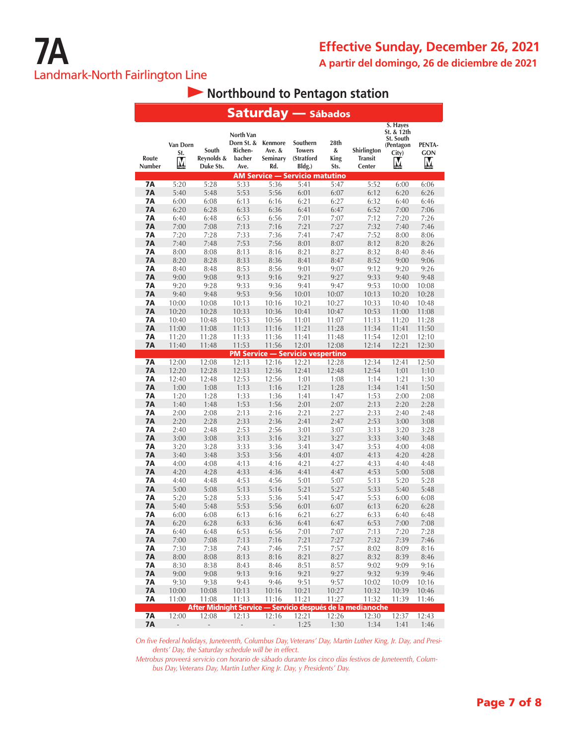# 7A

Landmark-North Fairlington Line

## Effective Sunday, December 26, 2021

**A partir del domingo, 26 de diciembre de 2021**

### Northbound to Pentagon station

| Route Number | Van Dorn St. (M) | South Reynolds & Duke Sts. | North Van Dorn St. & Richenbacher Ave. | Kenmore Ave. & Seminary Rd. | Southern Towers (Stratford Bldg.) | 28th & King Sts. | Shirlington Transit Center | S. Hayes St. & 12th St. South (Pentagon City) (M) | PENTAGON (M) |
|---|---|---|---|---|---|---|---|---|---|
| **Saturday — Sábados** | | | | | | | | | |
| **AM Service — Servicio matutino** | | | | | | | | | |
| 7A | 5:20 | 5:28 | 5:33 | 5:36 | 5:41 | 5:47 | 5:52 | 6:00 | 6:06 |
| 7A | 5:40 | 5:48 | 5:53 | 5:56 | 6:01 | 6:07 | 6:12 | 6:20 | 6:26 |
| 7A | 6:00 | 6:08 | 6:13 | 6:16 | 6:21 | 6:27 | 6:32 | 6:40 | 6:46 |
| 7A | 6:20 | 6:28 | 6:33 | 6:36 | 6:41 | 6:47 | 6:52 | 7:00 | 7:06 |
| 7A | 6:40 | 6:48 | 6:53 | 6:56 | 7:01 | 7:07 | 7:12 | 7:20 | 7:26 |
| 7A | 7:00 | 7:08 | 7:13 | 7:16 | 7:21 | 7:27 | 7:32 | 7:40 | 7:46 |
| 7A | 7:20 | 7:28 | 7:33 | 7:36 | 7:41 | 7:47 | 7:52 | 8:00 | 8:06 |
| 7A | 7:40 | 7:48 | 7:53 | 7:56 | 8:01 | 8:07 | 8:12 | 8:20 | 8:26 |
| 7A | 8:00 | 8:08 | 8:13 | 8:16 | 8:21 | 8:27 | 8:32 | 8:40 | 8:46 |
| 7A | 8:20 | 8:28 | 8:33 | 8:36 | 8:41 | 8:47 | 8:52 | 9:00 | 9:06 |
| 7A | 8:40 | 8:48 | 8:53 | 8:56 | 9:01 | 9:07 | 9:12 | 9:20 | 9:26 |
| 7A | 9:00 | 9:08 | 9:13 | 9:16 | 9:21 | 9:27 | 9:33 | 9:40 | 9:48 |
| 7A | 9:20 | 9:28 | 9:33 | 9:36 | 9:41 | 9:47 | 9:53 | 10:00 | 10:08 |
| 7A | 9:40 | 9:48 | 9:53 | 9:56 | 10:01 | 10:07 | 10:13 | 10:20 | 10:28 |
| 7A | 10:00 | 10:08 | 10:13 | 10:16 | 10:21 | 10:27 | 10:33 | 10:40 | 10:48 |
| 7A | 10:20 | 10:28 | 10:33 | 10:36 | 10:41 | 10:47 | 10:53 | 11:00 | 11:08 |
| 7A | 10:40 | 10:48 | 10:53 | 10:56 | 11:01 | 11:07 | 11:13 | 11:20 | 11:28 |
| 7A | 11:00 | 11:08 | 11:13 | 11:16 | 11:21 | 11:28 | 11:34 | 11:41 | 11:50 |
| 7A | 11:20 | 11:28 | 11:33 | 11:36 | 11:41 | 11:48 | 11:54 | 12:01 | 12:10 |
| 7A | 11:40 | 11:48 | 11:53 | 11:56 | 12:01 | 12:08 | 12:14 | 12:21 | 12:30 |
| **PM Service — Servicio vespertino** | | | | | | | | | |
| 7A | 12:00 | 12:08 | 12:13 | 12:16 | 12:21 | 12:28 | 12:34 | 12:41 | 12:50 |
| 7A | 12:20 | 12:28 | 12:33 | 12:36 | 12:41 | 12:48 | 12:54 | 1:01 | 1:10 |
| 7A | 12:40 | 12:48 | 12:53 | 12:56 | 1:01 | 1:08 | 1:14 | 1:21 | 1:30 |
| 7A | 1:00 | 1:08 | 1:13 | 1:16 | 1:21 | 1:28 | 1:34 | 1:41 | 1:50 |
| 7A | 1:20 | 1:28 | 1:33 | 1:36 | 1:41 | 1:47 | 1:53 | 2:00 | 2:08 |
| 7A | 1:40 | 1:48 | 1:53 | 1:56 | 2:01 | 2:07 | 2:13 | 2:20 | 2:28 |
| 7A | 2:00 | 2:08 | 2:13 | 2:16 | 2:21 | 2:27 | 2:33 | 2:40 | 2:48 |
| 7A | 2:20 | 2:28 | 2:33 | 2:36 | 2:41 | 2:47 | 2:53 | 3:00 | 3:08 |
| 7A | 2:40 | 2:48 | 2:53 | 2:56 | 3:01 | 3:07 | 3:13 | 3:20 | 3:28 |
| 7A | 3:00 | 3:08 | 3:13 | 3:16 | 3:21 | 3:27 | 3:33 | 3:40 | 3:48 |
| 7A | 3:20 | 3:28 | 3:33 | 3:36 | 3:41 | 3:47 | 3:53 | 4:00 | 4:08 |
| 7A | 3:40 | 3:48 | 3:53 | 3:56 | 4:01 | 4:07 | 4:13 | 4:20 | 4:28 |
| 7A | 4:00 | 4:08 | 4:13 | 4:16 | 4:21 | 4:27 | 4:33 | 4:40 | 4:48 |
| 7A | 4:20 | 4:28 | 4:33 | 4:36 | 4:41 | 4:47 | 4:53 | 5:00 | 5:08 |
| 7A | 4:40 | 4:48 | 4:53 | 4:56 | 5:01 | 5:07 | 5:13 | 5:20 | 5:28 |
| 7A | 5:00 | 5:08 | 5:13 | 5:16 | 5:21 | 5:27 | 5:33 | 5:40 | 5:48 |
| 7A | 5:20 | 5:28 | 5:33 | 5:36 | 5:41 | 5:47 | 5:53 | 6:00 | 6:08 |
| 7A | 5:40 | 5:48 | 5:53 | 5:56 | 6:01 | 6:07 | 6:13 | 6:20 | 6:28 |
| 7A | 6:00 | 6:08 | 6:13 | 6:16 | 6:21 | 6:27 | 6:33 | 6:40 | 6:48 |
| 7A | 6:20 | 6:28 | 6:33 | 6:36 | 6:41 | 6:47 | 6:53 | 7:00 | 7:08 |
| 7A | 6:40 | 6:48 | 6:53 | 6:56 | 7:01 | 7:07 | 7:13 | 7:20 | 7:28 |
| 7A | 7:00 | 7:08 | 7:13 | 7:16 | 7:21 | 7:27 | 7:32 | 7:39 | 7:46 |
| 7A | 7:30 | 7:38 | 7:43 | 7:46 | 7:51 | 7:57 | 8:02 | 8:09 | 8:16 |
| 7A | 8:00 | 8:08 | 8:13 | 8:16 | 8:21 | 8:27 | 8:32 | 8:39 | 8:46 |
| 7A | 8:30 | 8:38 | 8:43 | 8:46 | 8:51 | 8:57 | 9:02 | 9:09 | 9:16 |
| 7A | 9:00 | 9:08 | 9:13 | 9:16 | 9:21 | 9:27 | 9:32 | 9:39 | 9:46 |
| 7A | 9:30 | 9:38 | 9:43 | 9:46 | 9:51 | 9:57 | 10:02 | 10:09 | 10:16 |
| 7A | 10:00 | 10:08 | 10:13 | 10:16 | 10:21 | 10:27 | 10:32 | 10:39 | 10:46 |
| 7A | 11:00 | 11:08 | 11:13 | 11:16 | 11:21 | 11:27 | 11:32 | 11:39 | 11:46 |
| **After Midnight Service — Servicio después de la medianoche** | | | | | | | | | |
| 7A | 12:00 | 12:08 | 12:13 | 12:16 | 12:21 | 12:26 | 12:30 | 12:37 | 12:43 |
| 7A | - | - | - | - | 1:25 | 1:30 | 1:34 | 1:41 | 1:46 |

*On five Federal holidays, Juneteenth, Columbus Day, Veterans' Day, Martin Luther King, Jr. Day, and Presidents' Day, the Saturday schedule will be in effect.*

*Metrobus proveerá servicio con horario de sábado durante los cinco días festivos de Juneteenth, Columbus Day, Veterans Day, Martin Luther King Jr. Day, y Presidents' Day.*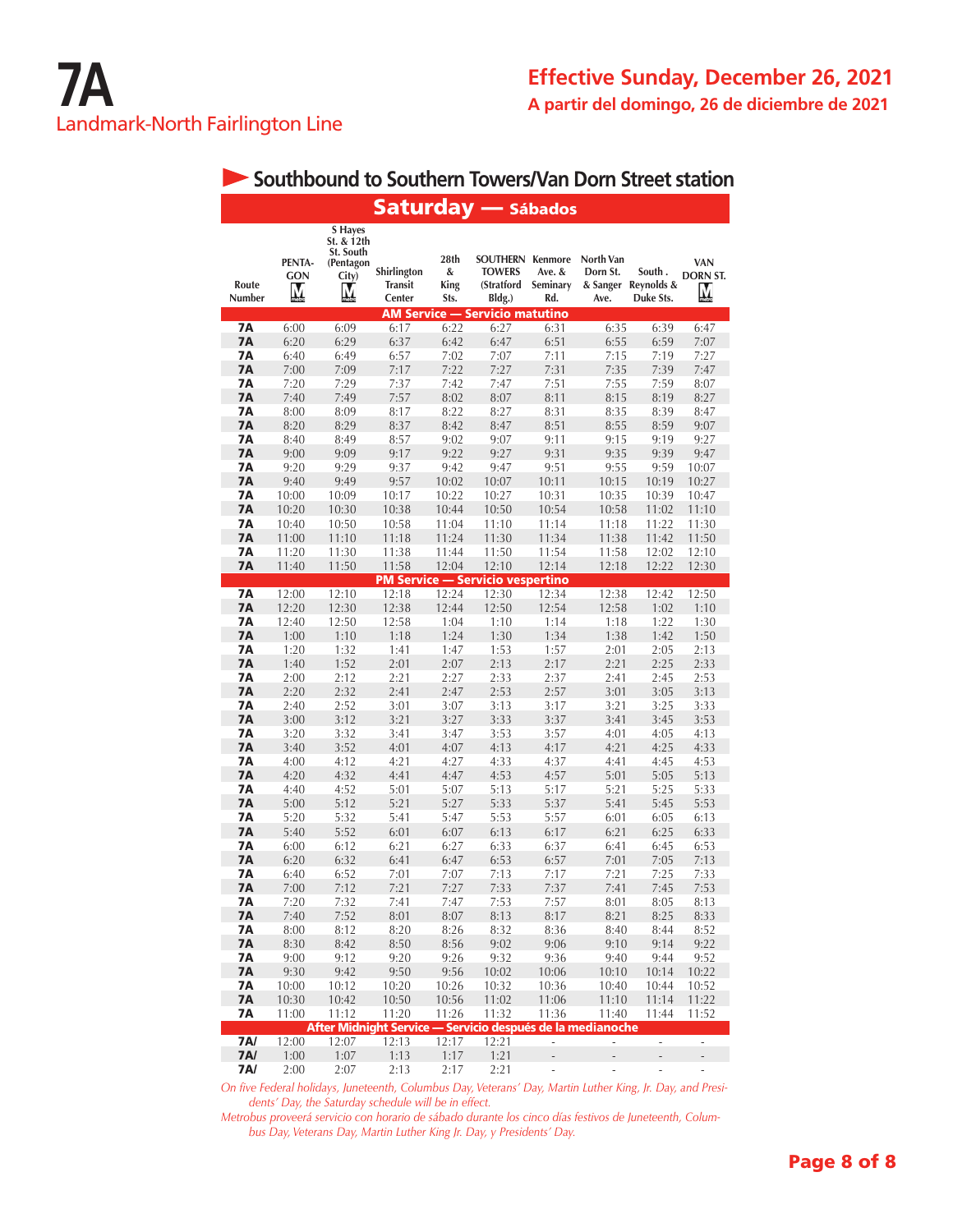# 7A
## Landmark-North Fairlington Line

**Effective Sunday, December 26, 2021**
**A partir del domingo, 26 de diciembre de 2021**

### Southbound to Southern Towers/Van Dorn Street station

| Route Number | PENTAGON | S Hayes St. & 12th St. South (Pentagon City) | Shirlington Transit Center | 28th & King Sts. | SOUTHERN TOWERS (Stratford Bldg.) | Kenmore Ave. & Seminary Rd. | North Van Dorn St. & Sanger Ave. | South . Reynolds & Duke Sts. | VAN DORN ST. |
|---|---|---|---|---|---|---|---|---|---|
| **Saturday — Sábados** | | | | | | | | | |
| **AM Service — Servicio matutino** | | | | | | | | | |
| 7A | 6:00 | 6:09 | 6:17 | 6:22 | 6:27 | 6:31 | 6:35 | 6:39 | 6:47 |
| 7A | 6:20 | 6:29 | 6:37 | 6:42 | 6:47 | 6:51 | 6:55 | 6:59 | 7:07 |
| 7A | 6:40 | 6:49 | 6:57 | 7:02 | 7:07 | 7:11 | 7:15 | 7:19 | 7:27 |
| 7A | 7:00 | 7:09 | 7:17 | 7:22 | 7:27 | 7:31 | 7:35 | 7:39 | 7:47 |
| 7A | 7:20 | 7:29 | 7:37 | 7:42 | 7:47 | 7:51 | 7:55 | 7:59 | 8:07 |
| 7A | 7:40 | 7:49 | 7:57 | 8:02 | 8:07 | 8:11 | 8:15 | 8:19 | 8:27 |
| 7A | 8:00 | 8:09 | 8:17 | 8:22 | 8:27 | 8:31 | 8:35 | 8:39 | 8:47 |
| 7A | 8:20 | 8:29 | 8:37 | 8:42 | 8:47 | 8:51 | 8:55 | 8:59 | 9:07 |
| 7A | 8:40 | 8:49 | 8:57 | 9:02 | 9:07 | 9:11 | 9:15 | 9:19 | 9:27 |
| 7A | 9:00 | 9:09 | 9:17 | 9:22 | 9:27 | 9:31 | 9:35 | 9:39 | 9:47 |
| 7A | 9:20 | 9:29 | 9:37 | 9:42 | 9:47 | 9:51 | 9:55 | 9:59 | 10:07 |
| 7A | 9:40 | 9:49 | 9:57 | 10:02 | 10:07 | 10:11 | 10:15 | 10:19 | 10:27 |
| 7A | 10:00 | 10:09 | 10:17 | 10:22 | 10:27 | 10:31 | 10:35 | 10:39 | 10:47 |
| 7A | 10:20 | 10:30 | 10:38 | 10:44 | 10:50 | 10:54 | 10:58 | 11:02 | 11:10 |
| 7A | 10:40 | 10:50 | 10:58 | 11:04 | 11:10 | 11:14 | 11:18 | 11:22 | 11:30 |
| 7A | 11:00 | 11:10 | 11:18 | 11:24 | 11:30 | 11:34 | 11:38 | 11:42 | 11:50 |
| 7A | 11:20 | 11:30 | 11:38 | 11:44 | 11:50 | 11:54 | 11:58 | 12:02 | 12:10 |
| 7A | 11:40 | 11:50 | 11:58 | 12:04 | 12:10 | 12:14 | 12:18 | 12:22 | 12:30 |
| **PM Service — Servicio vespertino** | | | | | | | | | |
| 7A | 12:00 | 12:10 | 12:18 | 12:24 | 12:30 | 12:34 | 12:38 | 12:42 | 12:50 |
| 7A | 12:20 | 12:30 | 12:38 | 12:44 | 12:50 | 12:54 | 12:58 | 1:02 | 1:10 |
| 7A | 12:40 | 12:50 | 12:58 | 1:04 | 1:10 | 1:14 | 1:18 | 1:22 | 1:30 |
| 7A | 1:00 | 1:10 | 1:18 | 1:24 | 1:30 | 1:34 | 1:38 | 1:42 | 1:50 |
| 7A | 1:20 | 1:32 | 1:41 | 1:47 | 1:53 | 1:57 | 2:01 | 2:05 | 2:13 |
| 7A | 1:40 | 1:52 | 2:01 | 2:07 | 2:13 | 2:17 | 2:21 | 2:25 | 2:33 |
| 7A | 2:00 | 2:12 | 2:21 | 2:27 | 2:33 | 2:37 | 2:41 | 2:45 | 2:53 |
| 7A | 2:20 | 2:32 | 2:41 | 2:47 | 2:53 | 2:57 | 3:01 | 3:05 | 3:13 |
| 7A | 2:40 | 2:52 | 3:01 | 3:07 | 3:13 | 3:17 | 3:21 | 3:25 | 3:33 |
| 7A | 3:00 | 3:12 | 3:21 | 3:27 | 3:33 | 3:37 | 3:41 | 3:45 | 3:53 |
| 7A | 3:20 | 3:32 | 3:41 | 3:47 | 3:53 | 3:57 | 4:01 | 4:05 | 4:13 |
| 7A | 3:40 | 3:52 | 4:01 | 4:07 | 4:13 | 4:17 | 4:21 | 4:25 | 4:33 |
| 7A | 4:00 | 4:12 | 4:21 | 4:27 | 4:33 | 4:37 | 4:41 | 4:45 | 4:53 |
| 7A | 4:20 | 4:32 | 4:41 | 4:47 | 4:53 | 4:57 | 5:01 | 5:05 | 5:13 |
| 7A | 4:40 | 4:52 | 5:01 | 5:07 | 5:13 | 5:17 | 5:21 | 5:25 | 5:33 |
| 7A | 5:00 | 5:12 | 5:21 | 5:27 | 5:33 | 5:37 | 5:41 | 5:45 | 5:53 |
| 7A | 5:20 | 5:32 | 5:41 | 5:47 | 5:53 | 5:57 | 6:01 | 6:05 | 6:13 |
| 7A | 5:40 | 5:52 | 6:01 | 6:07 | 6:13 | 6:17 | 6:21 | 6:25 | 6:33 |
| 7A | 6:00 | 6:12 | 6:21 | 6:27 | 6:33 | 6:37 | 6:41 | 6:45 | 6:53 |
| 7A | 6:20 | 6:32 | 6:41 | 6:47 | 6:53 | 6:57 | 7:01 | 7:05 | 7:13 |
| 7A | 6:40 | 6:52 | 7:01 | 7:07 | 7:13 | 7:17 | 7:21 | 7:25 | 7:33 |
| 7A | 7:00 | 7:12 | 7:21 | 7:27 | 7:33 | 7:37 | 7:41 | 7:45 | 7:53 |
| 7A | 7:20 | 7:32 | 7:41 | 7:47 | 7:53 | 7:57 | 8:01 | 8:05 | 8:13 |
| 7A | 7:40 | 7:52 | 8:01 | 8:07 | 8:13 | 8:17 | 8:21 | 8:25 | 8:33 |
| 7A | 8:00 | 8:12 | 8:20 | 8:26 | 8:32 | 8:36 | 8:40 | 8:44 | 8:52 |
| 7A | 8:30 | 8:42 | 8:50 | 8:56 | 9:02 | 9:06 | 9:10 | 9:14 | 9:22 |
| 7A | 9:00 | 9:12 | 9:20 | 9:26 | 9:32 | 9:36 | 9:40 | 9:44 | 9:52 |
| 7A | 9:30 | 9:42 | 9:50 | 9:56 | 10:02 | 10:06 | 10:10 | 10:14 | 10:22 |
| 7A | 10:00 | 10:12 | 10:20 | 10:26 | 10:32 | 10:36 | 10:40 | 10:44 | 10:52 |
| 7A | 10:30 | 10:42 | 10:50 | 10:56 | 11:02 | 11:06 | 11:10 | 11:14 | 11:22 |
| 7A | 11:00 | 11:12 | 11:20 | 11:26 | 11:32 | 11:36 | 11:40 | 11:44 | 11:52 |
| **After Midnight Service — Servicio después de la medianoche** | | | | | | | | | |
| 7A/ | 12:00 | 12:07 | 12:13 | 12:17 | 12:21 | - | - | - | - |
| 7A/ | 1:00 | 1:07 | 1:13 | 1:17 | 1:21 | - | - | - | - |
| 7A/ | 2:00 | 2:07 | 2:13 | 2:17 | 2:21 | - | - | - | - |

*On five Federal holidays, Juneteenth, Columbus Day, Veterans' Day, Martin Luther King, Jr. Day, and Presidents' Day, the Saturday schedule will be in effect.*

*Metrobus proveerá servicio con horario de sábado durante los cinco días festivos de Juneteenth, Columbus Day, Veterans Day, Martin Luther King Jr. Day, y Presidents' Day.*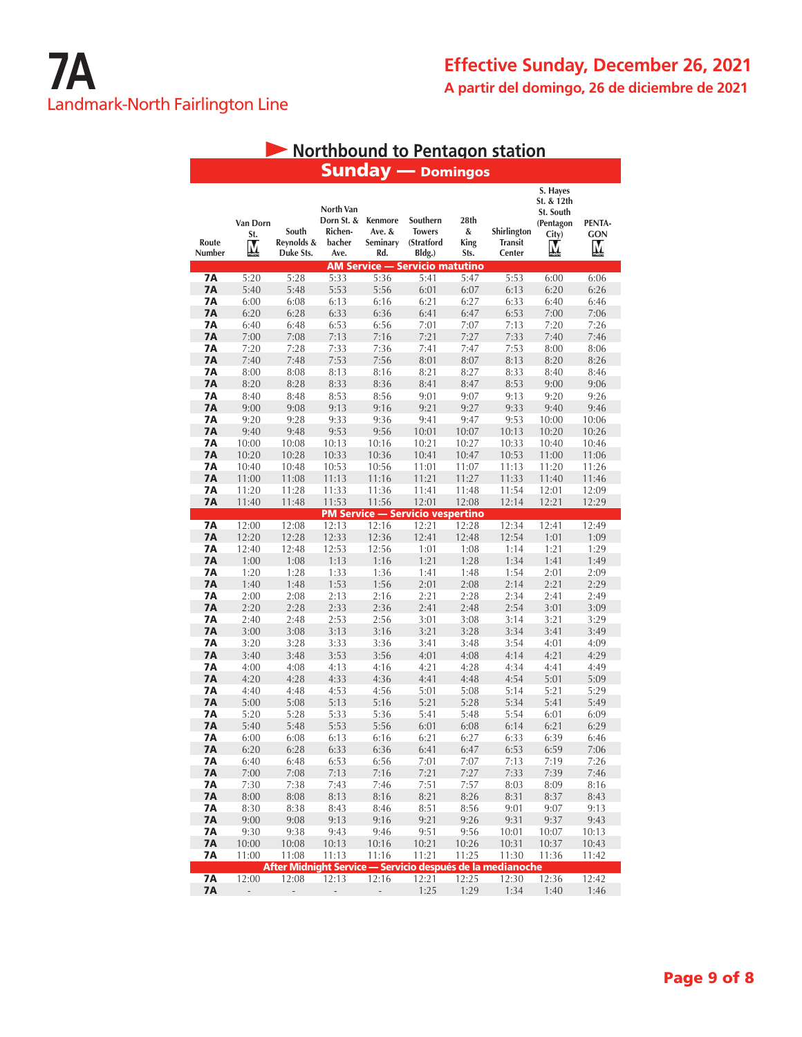# 7A

Landmark-North Fairlington Line

**Effective Sunday, December 26, 2021**

**A partir del domingo, 26 de diciembre de 2021**

## Northbound to Pentagon station

### Sunday — Domingos

| Route Number | Van Dorn St. | South Reynolds & Duke Sts. | North Van Dorn St. & Richenbacher Ave. | Kenmore Ave. & Seminary Rd. | Southern Towers (Stratford Bldg.) | 28th & King Sts. | Shirlington Transit Center | S. Hayes St. & 12th St. South (Pentagon City) | PENTAGON |
|---|---|---|---|---|---|---|---|---|---|
| **AM Service — Servicio matutino** | | | | | | | | | |
| 7A | 5:20 | 5:28 | 5:33 | 5:36 | 5:41 | 5:47 | 5:53 | 6:00 | 6:06 |
| 7A | 5:40 | 5:48 | 5:53 | 5:56 | 6:01 | 6:07 | 6:13 | 6:20 | 6:26 |
| 7A | 6:00 | 6:08 | 6:13 | 6:16 | 6:21 | 6:27 | 6:33 | 6:40 | 6:46 |
| 7A | 6:20 | 6:28 | 6:33 | 6:36 | 6:41 | 6:47 | 6:53 | 7:00 | 7:06 |
| 7A | 6:40 | 6:48 | 6:53 | 6:56 | 7:01 | 7:07 | 7:13 | 7:20 | 7:26 |
| 7A | 7:00 | 7:08 | 7:13 | 7:16 | 7:21 | 7:27 | 7:33 | 7:40 | 7:46 |
| 7A | 7:20 | 7:28 | 7:33 | 7:36 | 7:41 | 7:47 | 7:53 | 8:00 | 8:06 |
| 7A | 7:40 | 7:48 | 7:53 | 7:56 | 8:01 | 8:07 | 8:13 | 8:20 | 8:26 |
| 7A | 8:00 | 8:08 | 8:13 | 8:16 | 8:21 | 8:27 | 8:33 | 8:40 | 8:46 |
| 7A | 8:20 | 8:28 | 8:33 | 8:36 | 8:41 | 8:47 | 8:53 | 9:00 | 9:06 |
| 7A | 8:40 | 8:48 | 8:53 | 8:56 | 9:01 | 9:07 | 9:13 | 9:20 | 9:26 |
| 7A | 9:00 | 9:08 | 9:13 | 9:16 | 9:21 | 9:27 | 9:33 | 9:40 | 9:46 |
| 7A | 9:20 | 9:28 | 9:33 | 9:36 | 9:41 | 9:47 | 9:53 | 10:00 | 10:06 |
| 7A | 9:40 | 9:48 | 9:53 | 9:56 | 10:01 | 10:07 | 10:13 | 10:20 | 10:26 |
| 7A | 10:00 | 10:08 | 10:13 | 10:16 | 10:21 | 10:27 | 10:33 | 10:40 | 10:46 |
| 7A | 10:20 | 10:28 | 10:33 | 10:36 | 10:41 | 10:47 | 10:53 | 11:00 | 11:06 |
| 7A | 10:40 | 10:48 | 10:53 | 10:56 | 11:01 | 11:07 | 11:13 | 11:20 | 11:26 |
| 7A | 11:00 | 11:08 | 11:13 | 11:16 | 11:21 | 11:27 | 11:33 | 11:40 | 11:46 |
| 7A | 11:20 | 11:28 | 11:33 | 11:36 | 11:41 | 11:48 | 11:54 | 12:01 | 12:09 |
| 7A | 11:40 | 11:48 | 11:53 | 11:56 | 12:01 | 12:08 | 12:14 | 12:21 | 12:29 |
| **PM Service — Servicio vespertino** | | | | | | | | | |
| 7A | 12:00 | 12:08 | 12:13 | 12:16 | 12:21 | 12:28 | 12:34 | 12:41 | 12:49 |
| 7A | 12:20 | 12:28 | 12:33 | 12:36 | 12:41 | 12:48 | 12:54 | 1:01 | 1:09 |
| 7A | 12:40 | 12:48 | 12:53 | 12:56 | 1:01 | 1:08 | 1:14 | 1:21 | 1:29 |
| 7A | 1:00 | 1:08 | 1:13 | 1:16 | 1:21 | 1:28 | 1:34 | 1:41 | 1:49 |
| 7A | 1:20 | 1:28 | 1:33 | 1:36 | 1:41 | 1:48 | 1:54 | 2:01 | 2:09 |
| 7A | 1:40 | 1:48 | 1:53 | 1:56 | 2:01 | 2:08 | 2:14 | 2:21 | 2:29 |
| 7A | 2:00 | 2:08 | 2:13 | 2:16 | 2:21 | 2:28 | 2:34 | 2:41 | 2:49 |
| 7A | 2:20 | 2:28 | 2:33 | 2:36 | 2:41 | 2:48 | 2:54 | 3:01 | 3:09 |
| 7A | 2:40 | 2:48 | 2:53 | 2:56 | 3:01 | 3:08 | 3:14 | 3:21 | 3:29 |
| 7A | 3:00 | 3:08 | 3:13 | 3:16 | 3:21 | 3:28 | 3:34 | 3:41 | 3:49 |
| 7A | 3:20 | 3:28 | 3:33 | 3:36 | 3:41 | 3:48 | 3:54 | 4:01 | 4:09 |
| 7A | 3:40 | 3:48 | 3:53 | 3:56 | 4:01 | 4:08 | 4:14 | 4:21 | 4:29 |
| 7A | 4:00 | 4:08 | 4:13 | 4:16 | 4:21 | 4:28 | 4:34 | 4:41 | 4:49 |
| 7A | 4:20 | 4:28 | 4:33 | 4:36 | 4:41 | 4:48 | 4:54 | 5:01 | 5:09 |
| 7A | 4:40 | 4:48 | 4:53 | 4:56 | 5:01 | 5:08 | 5:14 | 5:21 | 5:29 |
| 7A | 5:00 | 5:08 | 5:13 | 5:16 | 5:21 | 5:28 | 5:34 | 5:41 | 5:49 |
| 7A | 5:20 | 5:28 | 5:33 | 5:36 | 5:41 | 5:48 | 5:54 | 6:01 | 6:09 |
| 7A | 5:40 | 5:48 | 5:53 | 5:56 | 6:01 | 6:08 | 6:14 | 6:21 | 6:29 |
| 7A | 6:00 | 6:08 | 6:13 | 6:16 | 6:21 | 6:27 | 6:33 | 6:39 | 6:46 |
| 7A | 6:20 | 6:28 | 6:33 | 6:36 | 6:41 | 6:47 | 6:53 | 6:59 | 7:06 |
| 7A | 6:40 | 6:48 | 6:53 | 6:56 | 7:01 | 7:07 | 7:13 | 7:19 | 7:26 |
| 7A | 7:00 | 7:08 | 7:13 | 7:16 | 7:21 | 7:27 | 7:33 | 7:39 | 7:46 |
| 7A | 7:30 | 7:38 | 7:43 | 7:46 | 7:51 | 7:57 | 8:03 | 8:09 | 8:16 |
| 7A | 8:00 | 8:08 | 8:13 | 8:16 | 8:21 | 8:26 | 8:31 | 8:37 | 8:43 |
| 7A | 8:30 | 8:38 | 8:43 | 8:46 | 8:51 | 8:56 | 9:01 | 9:07 | 9:13 |
| 7A | 9:00 | 9:08 | 9:13 | 9:16 | 9:21 | 9:26 | 9:31 | 9:37 | 9:43 |
| 7A | 9:30 | 9:38 | 9:43 | 9:46 | 9:51 | 9:56 | 10:01 | 10:07 | 10:13 |
| 7A | 10:00 | 10:08 | 10:13 | 10:16 | 10:21 | 10:26 | 10:31 | 10:37 | 10:43 |
| 7A | 11:00 | 11:08 | 11:13 | 11:16 | 11:21 | 11:25 | 11:30 | 11:36 | 11:42 |
| **After Midnight Service — Servicio después de la medianoche** | | | | | | | | | |
| 7A | 12:00 | 12:08 | 12:13 | 12:16 | 12:21 | 12:25 | 12:30 | 12:36 | 12:42 |
| 7A | - | - | - | - | 1:25 | 1:29 | 1:34 | 1:40 | 1:46 |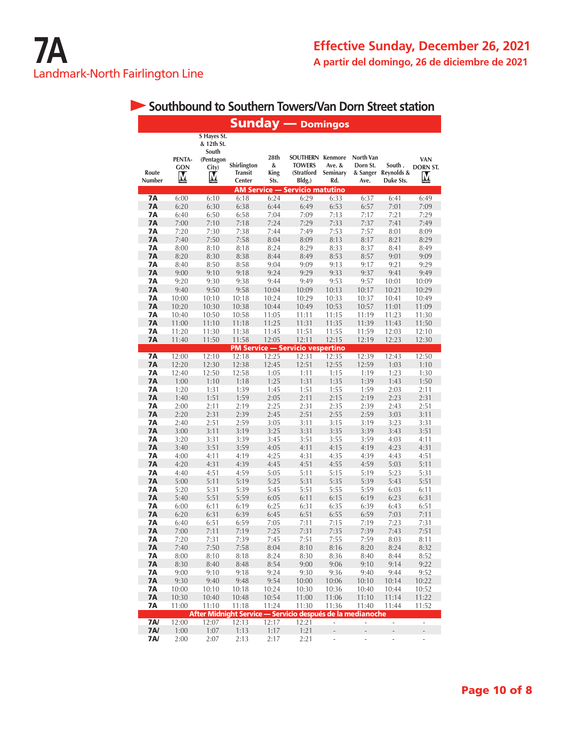# 7A
Landmark-North Fairlington Line

## Effective Sunday, December 26, 2021
A partir del domingo, 26 de diciembre de 2021

### Southbound to Southern Towers/Van Dorn Street station

**Sunday — Domingos**

| Route Number | PENTAGON | S Hayes St. & 12th St. South (Pentagon City) | Shirlington Transit Center | 28th & King Sts. | SOUTHERN TOWERS (Stratford Bldg.) | Kenmore Ave. & Seminary Rd. | North Van Dorn St. & Sanger Ave. | South . Reynolds & Duke Sts. | VAN DORN ST. |
|---|---|---|---|---|---|---|---|---|---|
| **AM Service — Servicio matutino** | | | | | | | | | |
| 7A | 6:00 | 6:10 | 6:18 | 6:24 | 6:29 | 6:33 | 6:37 | 6:41 | 6:49 |
| 7A | 6:20 | 6:30 | 6:38 | 6:44 | 6:49 | 6:53 | 6:57 | 7:01 | 7:09 |
| 7A | 6:40 | 6:50 | 6:58 | 7:04 | 7:09 | 7:13 | 7:17 | 7:21 | 7:29 |
| 7A | 7:00 | 7:10 | 7:18 | 7:24 | 7:29 | 7:33 | 7:37 | 7:41 | 7:49 |
| 7A | 7:20 | 7:30 | 7:38 | 7:44 | 7:49 | 7:53 | 7:57 | 8:01 | 8:09 |
| 7A | 7:40 | 7:50 | 7:58 | 8:04 | 8:09 | 8:13 | 8:17 | 8:21 | 8:29 |
| 7A | 8:00 | 8:10 | 8:18 | 8:24 | 8:29 | 8:33 | 8:37 | 8:41 | 8:49 |
| 7A | 8:20 | 8:30 | 8:38 | 8:44 | 8:49 | 8:53 | 8:57 | 9:01 | 9:09 |
| 7A | 8:40 | 8:50 | 8:58 | 9:04 | 9:09 | 9:13 | 9:17 | 9:21 | 9:29 |
| 7A | 9:00 | 9:10 | 9:18 | 9:24 | 9:29 | 9:33 | 9:37 | 9:41 | 9:49 |
| 7A | 9:20 | 9:30 | 9:38 | 9:44 | 9:49 | 9:53 | 9:57 | 10:01 | 10:09 |
| 7A | 9:40 | 9:50 | 9:58 | 10:04 | 10:09 | 10:13 | 10:17 | 10:21 | 10:29 |
| 7A | 10:00 | 10:10 | 10:18 | 10:24 | 10:29 | 10:33 | 10:37 | 10:41 | 10:49 |
| 7A | 10:20 | 10:30 | 10:38 | 10:44 | 10:49 | 10:53 | 10:57 | 11:01 | 11:09 |
| 7A | 10:40 | 10:50 | 10:58 | 11:05 | 11:11 | 11:15 | 11:19 | 11:23 | 11:30 |
| 7A | 11:00 | 11:10 | 11:18 | 11:25 | 11:31 | 11:35 | 11:39 | 11:43 | 11:50 |
| 7A | 11:20 | 11:30 | 11:38 | 11:45 | 11:51 | 11:55 | 11:59 | 12:03 | 12:10 |
| 7A | 11:40 | 11:50 | 11:58 | 12:05 | 12:11 | 12:15 | 12:19 | 12:23 | 12:30 |
| **PM Service — Servicio vespertino** | | | | | | | | | |
| 7A | 12:00 | 12:10 | 12:18 | 12:25 | 12:31 | 12:35 | 12:39 | 12:43 | 12:50 |
| 7A | 12:20 | 12:30 | 12:38 | 12:45 | 12:51 | 12:55 | 12:59 | 1:03 | 1:10 |
| 7A | 12:40 | 12:50 | 12:58 | 1:05 | 1:11 | 1:15 | 1:19 | 1:23 | 1:30 |
| 7A | 1:00 | 1:10 | 1:18 | 1:25 | 1:31 | 1:35 | 1:39 | 1:43 | 1:50 |
| 7A | 1:20 | 1:31 | 1:39 | 1:45 | 1:51 | 1:55 | 1:59 | 2:03 | 2:11 |
| 7A | 1:40 | 1:51 | 1:59 | 2:05 | 2:11 | 2:15 | 2:19 | 2:23 | 2:31 |
| 7A | 2:00 | 2:11 | 2:19 | 2:25 | 2:31 | 2:35 | 2:39 | 2:43 | 2:51 |
| 7A | 2:20 | 2:31 | 2:39 | 2:45 | 2:51 | 2:55 | 2:59 | 3:03 | 3:11 |
| 7A | 2:40 | 2:51 | 2:59 | 3:05 | 3:11 | 3:15 | 3:19 | 3:23 | 3:31 |
| 7A | 3:00 | 3:11 | 3:19 | 3:25 | 3:31 | 3:35 | 3:39 | 3:43 | 3:51 |
| 7A | 3:20 | 3:31 | 3:39 | 3:45 | 3:51 | 3:55 | 3:59 | 4:03 | 4:11 |
| 7A | 3:40 | 3:51 | 3:59 | 4:05 | 4:11 | 4:15 | 4:19 | 4:23 | 4:31 |
| 7A | 4:00 | 4:11 | 4:19 | 4:25 | 4:31 | 4:35 | 4:39 | 4:43 | 4:51 |
| 7A | 4:20 | 4:31 | 4:39 | 4:45 | 4:51 | 4:55 | 4:59 | 5:03 | 5:11 |
| 7A | 4:40 | 4:51 | 4:59 | 5:05 | 5:11 | 5:15 | 5:19 | 5:23 | 5:31 |
| 7A | 5:00 | 5:11 | 5:19 | 5:25 | 5:31 | 5:35 | 5:39 | 5:43 | 5:51 |
| 7A | 5:20 | 5:31 | 5:39 | 5:45 | 5:51 | 5:55 | 5:59 | 6:03 | 6:11 |
| 7A | 5:40 | 5:51 | 5:59 | 6:05 | 6:11 | 6:15 | 6:19 | 6:23 | 6:31 |
| 7A | 6:00 | 6:11 | 6:19 | 6:25 | 6:31 | 6:35 | 6:39 | 6:43 | 6:51 |
| 7A | 6:20 | 6:31 | 6:39 | 6:45 | 6:51 | 6:55 | 6:59 | 7:03 | 7:11 |
| 7A | 6:40 | 6:51 | 6:59 | 7:05 | 7:11 | 7:15 | 7:19 | 7:23 | 7:31 |
| 7A | 7:00 | 7:11 | 7:19 | 7:25 | 7:31 | 7:35 | 7:39 | 7:43 | 7:51 |
| 7A | 7:20 | 7:31 | 7:39 | 7:45 | 7:51 | 7:55 | 7:59 | 8:03 | 8:11 |
| 7A | 7:40 | 7:50 | 7:58 | 8:04 | 8:10 | 8:16 | 8:20 | 8:24 | 8:32 |
| 7A | 8:00 | 8:10 | 8:18 | 8:24 | 8:30 | 8:36 | 8:40 | 8:44 | 8:52 |
| 7A | 8:30 | 8:40 | 8:48 | 8:54 | 9:00 | 9:06 | 9:10 | 9:14 | 9:22 |
| 7A | 9:00 | 9:10 | 9:18 | 9:24 | 9:30 | 9:36 | 9:40 | 9:44 | 9:52 |
| 7A | 9:30 | 9:40 | 9:48 | 9:54 | 10:00 | 10:06 | 10:10 | 10:14 | 10:22 |
| 7A | 10:00 | 10:10 | 10:18 | 10:24 | 10:30 | 10:36 | 10:40 | 10:44 | 10:52 |
| 7A | 10:30 | 10:40 | 10:48 | 10:54 | 11:00 | 11:06 | 11:10 | 11:14 | 11:22 |
| 7A | 11:00 | 11:10 | 11:18 | 11:24 | 11:30 | 11:36 | 11:40 | 11:44 | 11:52 |
| **After Midnight Service — Servicio después de la medianoche** | | | | | | | | | |
| 7A/ | 12:00 | 12:07 | 12:13 | 12:17 | 12:21 | - | - | - | - |
| 7A/ | 1:00 | 1:07 | 1:13 | 1:17 | 1:21 | - | - | - | - |
| 7A/ | 2:00 | 2:07 | 2:13 | 2:17 | 2:21 | - | - | - | - |